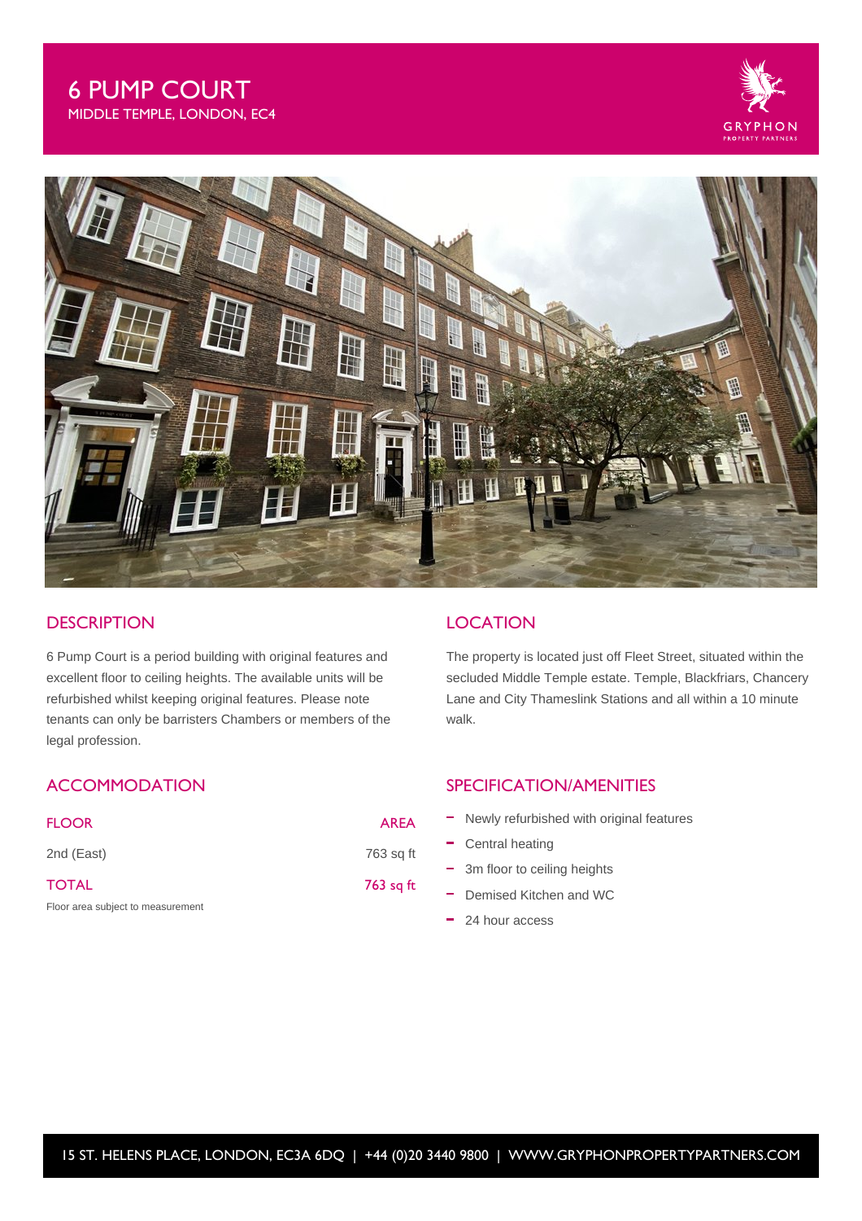# 6 PUMP COURT

MIDDLE TEMPLE, LONDON, EC4

GRYPHON PROPERTY PARTNERS

## DESCRIPTION

6 Pump Court is a period building with original features and excellent floor to ceiling heights. The available units will be refurbished whilst keeping original features. Please note tenants can only be barristers Chambers or members of the legal profession.

## LOCATION

The property is located just off Fleet Street, situated within the secluded Middle Temple estate. Temple, Blackfriars, Chancery Lane and City Thameslink Stations and all within a 10 minute walk.

## ACCOMMODATION

| FLOOR | AREA |
|---|---|
| 2nd (East) | 763 sq ft |
| TOTAL | 763 sq ft |

Floor area subject to measurement

## SPECIFICATION/AMENITIES

- Newly refurbished with original features
- Central heating
- 3m floor to ceiling heights
- Demised Kitchen and WC
- 24 hour access

15 ST. HELENS PLACE, LONDON, EC3A 6DQ | +44 (0)20 3440 9800 | WWW.GRYPHONPROPERTYPARTNERS.COM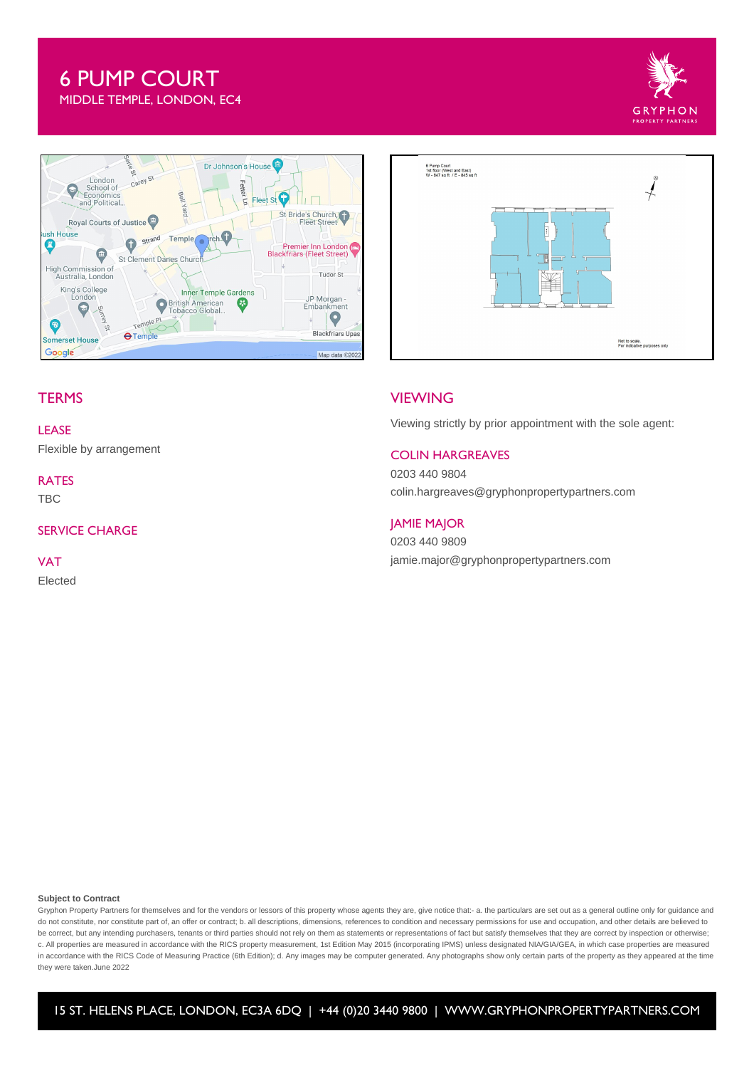# 6 PUMP COURT

MIDDLE TEMPLE, LONDON, EC4

## TERMS

### LEASE

Flexible by arrangement

### RATES

TBC

### SERVICE CHARGE

### VAT

Elected

## VIEWING

Viewing strictly by prior appointment with the sole agent:

### COLIN HARGREAVES

0203 440 9804

colin.hargreaves@gryphonpropertypartners.com

### JAMIE MAJOR

0203 440 9809

jamie.major@gryphonpropertypartners.com

**Subject to Contract**

Gryphon Property Partners for themselves and for the vendors or lessors of this property whose agents they are, give notice that:- a. the particulars are set out as a general outline only for guidance and do not constitute, nor constitute part of, an offer or contract; b. all descriptions, dimensions, references to condition and necessary permissions for use and occupation, and other details are believed to be correct, but any intending purchasers, tenants or third parties should not rely on them as statements or representations of fact but satisfy themselves that they are correct by inspection or otherwise; c. All properties are measured in accordance with the RICS property measurement, 1st Edition May 2015 (incorporating IPMS) unless designated NIA/GIA/GEA, in which case properties are measured in accordance with the RICS Code of Measuring Practice (6th Edition); d. Any images may be computer generated. Any photographs show only certain parts of the property as they appeared at the time they were taken.June 2022

15 ST. HELENS PLACE, LONDON, EC3A 6DQ | +44 (0)20 3440 9800 | WWW.GRYPHONPROPERTYPARTNERS.COM